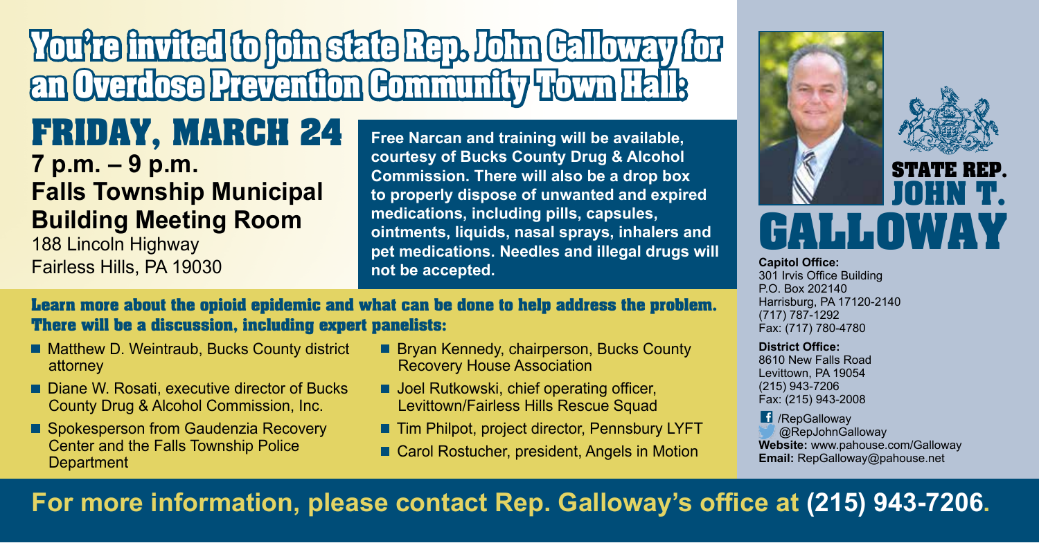# You're invited to join state Rep. John Galloway for an Overdose Prevention Community Town Hall:

## FRIDAY, MARCH 24

**7 p.m. – 9 p.m.**
**Falls Township Municipal Building Meeting Room**
188 Lincoln Highway
Fairless Hills, PA 19030

**Free Narcan and training will be available, courtesy of Bucks County Drug & Alcohol Commission. There will also be a drop box to properly dispose of unwanted and expired medications, including pills, capsules, ointments, liquids, nasal sprays, inhalers and pet medications. Needles and illegal drugs will not be accepted.**

**Learn more about the opioid epidemic and what can be done to help address the problem. There will be a discussion, including expert panelists:**

- Matthew D. Weintraub, Bucks County district attorney
- Diane W. Rosati, executive director of Bucks County Drug & Alcohol Commission, Inc.
- Spokesperson from Gaudenzia Recovery Center and the Falls Township Police Department
- Bryan Kennedy, chairperson, Bucks County Recovery House Association
- Joel Rutkowski, chief operating officer, Levittown/Fairless Hills Rescue Squad
- Tim Philpot, project director, Pennsbury LYFT
- Carol Rostucher, president, Angels in Motion

## STATE REP. JOHN T. GALLOWAY

**Capitol Office:**
301 Irvis Office Building
P.O. Box 202140
Harrisburg, PA 17120-2140
(717) 787-1292
Fax: (717) 780-4780

**District Office:**
8610 New Falls Road
Levittown, PA 19054
(215) 943-7206
Fax: (215) 943-2008

/RepGalloway
@RepJohnGalloway
**Website:** www.pahouse.com/Galloway
**Email:** RepGalloway@pahouse.net

**For more information, please contact Rep. Galloway's office at (215) 943-7206.**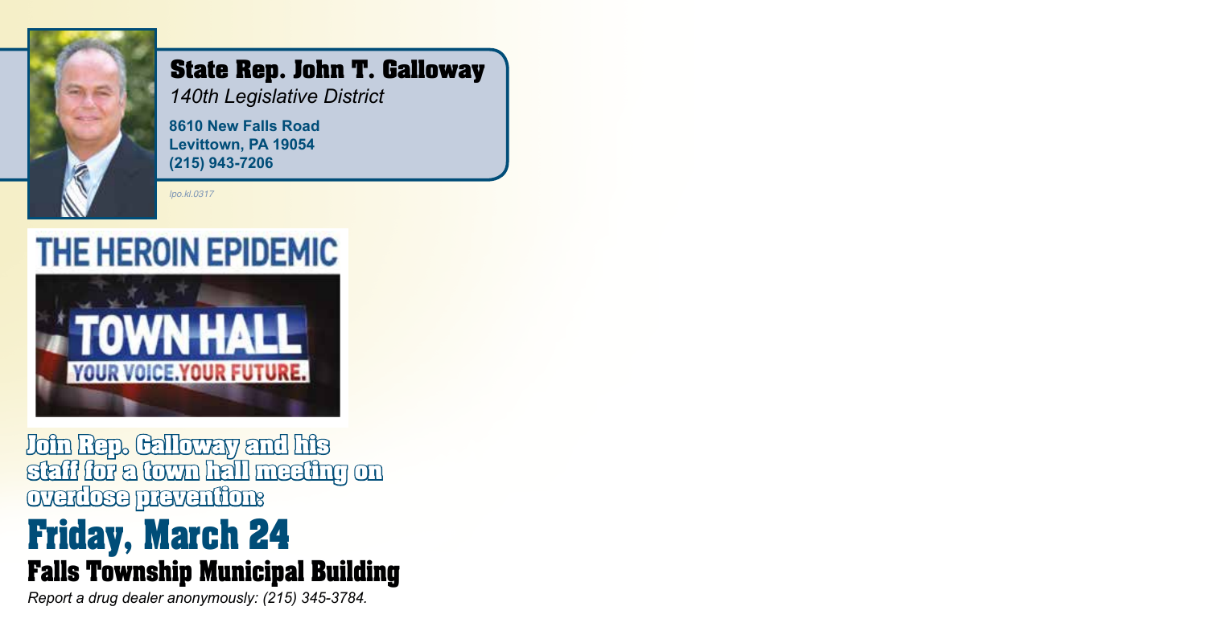## State Rep. John T. Galloway

*140th Legislative District*

**8610 New Falls Road**
**Levittown, PA 19054**
**(215) 943-7206**

*lpo.kl.0317*

# THE HEROIN EPIDEMIC

TOWN HALL
YOUR VOICE.YOUR FUTURE.

**Join Rep. Galloway and his staff for a town hall meeting on overdose prevention:**

# Friday, March 24

## Falls Township Municipal Building

*Report a drug dealer anonymously: (215) 345-3784.*